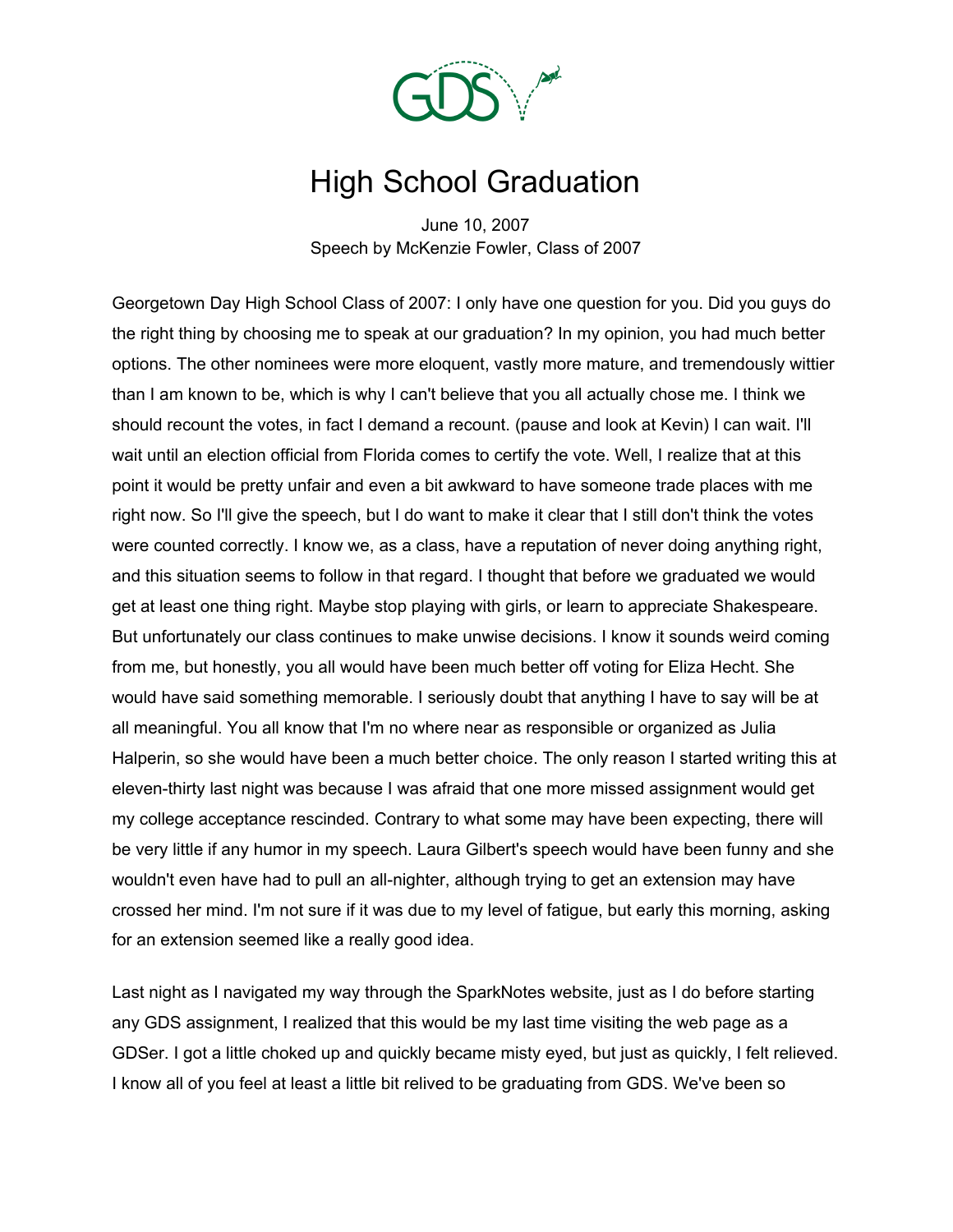# High School Graduation

June 10, 2007
Speech by McKenzie Fowler, Class of 2007

Georgetown Day High School Class of 2007: I only have one question for you. Did you guys do the right thing by choosing me to speak at our graduation? In my opinion, you had much better options. The other nominees were more eloquent, vastly more mature, and tremendously wittier than I am known to be, which is why I can't believe that you all actually chose me. I think we should recount the votes, in fact I demand a recount. (pause and look at Kevin) I can wait. I'll wait until an election official from Florida comes to certify the vote. Well, I realize that at this point it would be pretty unfair and even a bit awkward to have someone trade places with me right now. So I'll give the speech, but I do want to make it clear that I still don't think the votes were counted correctly. I know we, as a class, have a reputation of never doing anything right, and this situation seems to follow in that regard. I thought that before we graduated we would get at least one thing right. Maybe stop playing with girls, or learn to appreciate Shakespeare. But unfortunately our class continues to make unwise decisions. I know it sounds weird coming from me, but honestly, you all would have been much better off voting for Eliza Hecht. She would have said something memorable. I seriously doubt that anything I have to say will be at all meaningful. You all know that I'm no where near as responsible or organized as Julia Halperin, so she would have been a much better choice. The only reason I started writing this at eleven-thirty last night was because I was afraid that one more missed assignment would get my college acceptance rescinded. Contrary to what some may have been expecting, there will be very little if any humor in my speech. Laura Gilbert's speech would have been funny and she wouldn't even have had to pull an all-nighter, although trying to get an extension may have crossed her mind. I'm not sure if it was due to my level of fatigue, but early this morning, asking for an extension seemed like a really good idea.

Last night as I navigated my way through the SparkNotes website, just as I do before starting any GDS assignment, I realized that this would be my last time visiting the web page as a GDSer. I got a little choked up and quickly became misty eyed, but just as quickly, I felt relieved. I know all of you feel at least a little bit relived to be graduating from GDS. We've been so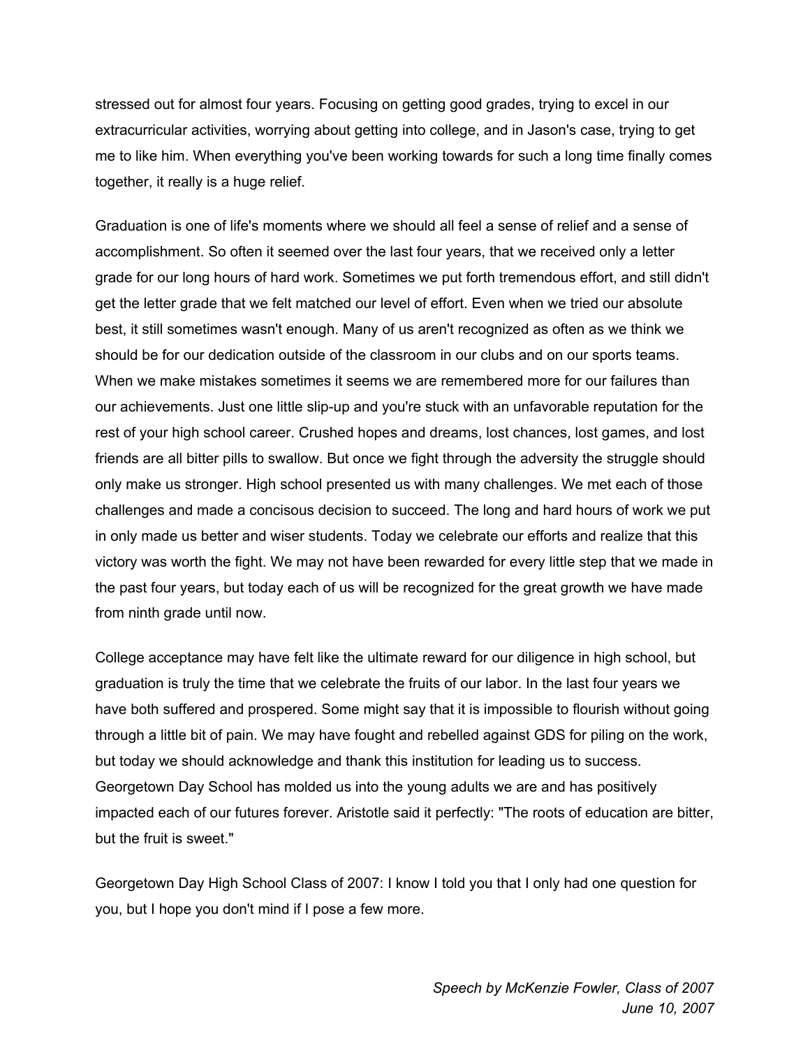stressed out for almost four years. Focusing on getting good grades, trying to excel in our extracurricular activities, worrying about getting into college, and in Jason's case, trying to get me to like him. When everything you've been working towards for such a long time finally comes together, it really is a huge relief.

Graduation is one of life's moments where we should all feel a sense of relief and a sense of accomplishment. So often it seemed over the last four years, that we received only a letter grade for our long hours of hard work. Sometimes we put forth tremendous effort, and still didn't get the letter grade that we felt matched our level of effort. Even when we tried our absolute best, it still sometimes wasn't enough. Many of us aren't recognized as often as we think we should be for our dedication outside of the classroom in our clubs and on our sports teams. When we make mistakes sometimes it seems we are remembered more for our failures than our achievements. Just one little slip-up and you're stuck with an unfavorable reputation for the rest of your high school career. Crushed hopes and dreams, lost chances, lost games, and lost friends are all bitter pills to swallow. But once we fight through the adversity the struggle should only make us stronger. High school presented us with many challenges. We met each of those challenges and made a concisous decision to succeed. The long and hard hours of work we put in only made us better and wiser students. Today we celebrate our efforts and realize that this victory was worth the fight. We may not have been rewarded for every little step that we made in the past four years, but today each of us will be recognized for the great growth we have made from ninth grade until now.

College acceptance may have felt like the ultimate reward for our diligence in high school, but graduation is truly the time that we celebrate the fruits of our labor. In the last four years we have both suffered and prospered. Some might say that it is impossible to flourish without going through a little bit of pain. We may have fought and rebelled against GDS for piling on the work, but today we should acknowledge and thank this institution for leading us to success. Georgetown Day School has molded us into the young adults we are and has positively impacted each of our futures forever. Aristotle said it perfectly: "The roots of education are bitter, but the fruit is sweet."

Georgetown Day High School Class of 2007: I know I told you that I only had one question for you, but I hope you don't mind if I pose a few more.

*Speech by McKenzie Fowler, Class of 2007*
*June 10, 2007*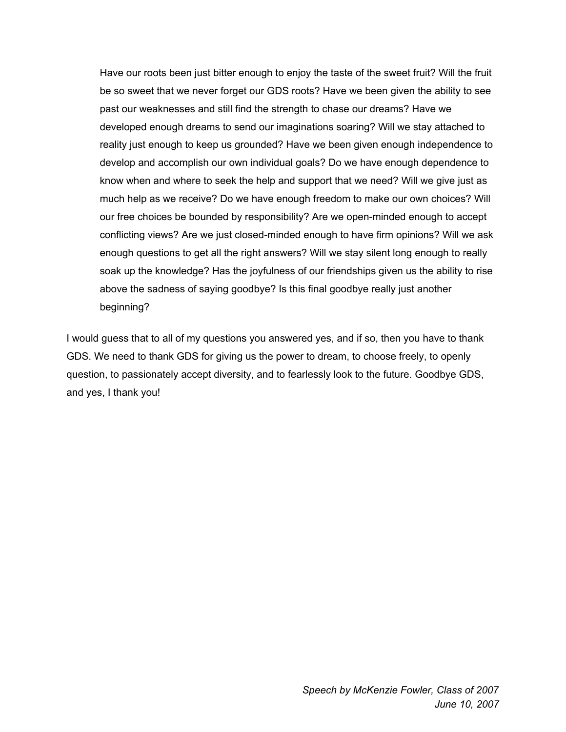> Have our roots been just bitter enough to enjoy the taste of the sweet fruit? Will the fruit be so sweet that we never forget our GDS roots? Have we been given the ability to see past our weaknesses and still find the strength to chase our dreams? Have we developed enough dreams to send our imaginations soaring? Will we stay attached to reality just enough to keep us grounded? Have we been given enough independence to develop and accomplish our own individual goals? Do we have enough dependence to know when and where to seek the help and support that we need? Will we give just as much help as we receive? Do we have enough freedom to make our own choices? Will our free choices be bounded by responsibility? Are we open-minded enough to accept conflicting views? Are we just closed-minded enough to have firm opinions? Will we ask enough questions to get all the right answers? Will we stay silent long enough to really soak up the knowledge? Has the joyfulness of our friendships given us the ability to rise above the sadness of saying goodbye? Is this final goodbye really just another beginning?

I would guess that to all of my questions you answered yes, and if so, then you have to thank GDS. We need to thank GDS for giving us the power to dream, to choose freely, to openly question, to passionately accept diversity, and to fearlessly look to the future. Goodbye GDS, and yes, I thank you!

*Speech by McKenzie Fowler, Class of 2007*
*June 10, 2007*